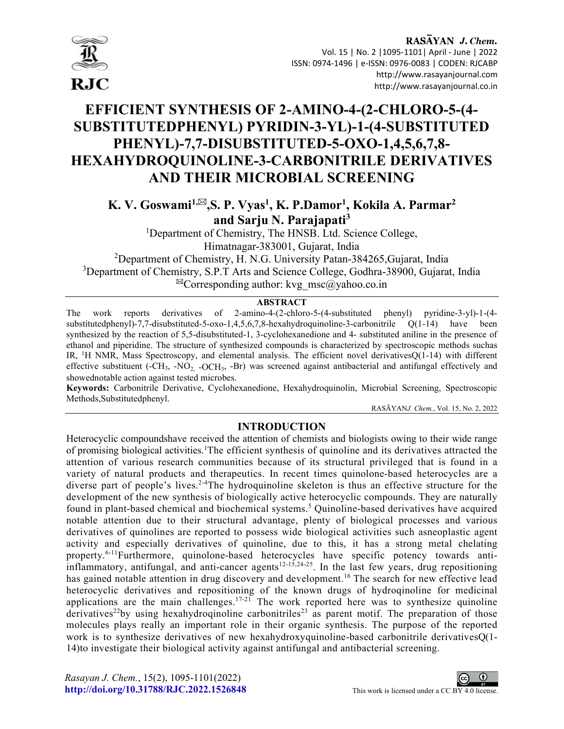# EFFICIENT SYNTHESIS OF 2-AMINO-4-(2-CHLORO-5-(4-SUBSTITUTEDPHENYL) PYRIDIN-3-YL)-1-(4-SUBSTITUTED PHENYL)-7,7-DISUBSTITUTED-5-OXO-1,4,5,6,7,8-HEXAHYDROQUINOLINE-3-CARBONITRILE DERIVATIVES AND THEIR MICROBIAL SCREENING

**K. V. Goswami[1,✉], S. P. Vyas[1], K. P. Damor[1], Kokila A. Parmar[2] and Sarju N. Parajapati[3]**

[1]Department of Chemistry, The HNSB. Ltd. Science College, Himatnagar-383001, Gujarat, India

[2]Department of Chemistry, H. N.G. University Patan-384265, Gujarat, India

[3]Department of Chemistry, S.P.T Arts and Science College, Godhra-38900, Gujarat, India

✉Corresponding author: kvg_msc@yahoo.co.in

## ABSTRACT

The work reports derivatives of 2-amino-4-(2-chloro-5-(4-substituted phenyl) pyridine-3-yl)-1-(4-substitutedphenyl)-7,7-disubstituted-5-oxo-1,4,5,6,7,8-hexahydroquinoline-3-carbonitrile Q(1-14) have been synthesized by the reaction of 5,5-disubstituted-1, 3-cyclohexanedione and 4- substituted aniline in the presence of ethanol and piperidine. The structure of synthesized compounds is characterized by spectroscopic methods suchas IR, $^1$H NMR, Mass Spectroscopy, and elemental analysis. The efficient novel derivativesQ(1-14) with different effective substituent (-$CH_3$, -$NO_2$, -$OCH_3$, -Br) was screened against antibacterial and antifungal effectively and showednotable action against tested microbes.

**Keywords:** Carbonitrile Derivative, Cyclohexanedione, Hexahydroquinolin, Microbial Screening, Spectroscopic Methods, Substitutedphenyl.

## INTRODUCTION

Heterocyclic compoundshave received the attention of chemists and biologists owing to their wide range of promising biological activities.[1] The efficient synthesis of quinoline and its derivatives attracted the attention of various research communities because of its structural privileged that is found in a variety of natural products and therapeutics. In recent times quinolone-based heterocycles are a diverse part of people's lives.[2-4] The hydroquinoline skeleton is thus an effective structure for the development of the new synthesis of biologically active heterocyclic compounds. They are naturally found in plant-based chemical and biochemical systems.[5] Quinoline-based derivatives have acquired notable attention due to their structural advantage, plenty of biological processes and various derivatives of quinolines are reported to possess wide biological activities such asneoplastic agent activity and especially derivatives of quinoline, due to this, it has a strong metal chelating property.[6-11] Furthermore, quinolone-based heterocycles have specific potency towards anti-inflammatory, antifungal, and anti-cancer agents[12-15,24-25]. In the last few years, drug repositioning has gained notable attention in drug discovery and development.[16] The search for new effective lead heterocyclic derivatives and repositioning of the known drugs of hydroqinoline for medicinal applications are the main challenges.[17-21] The work reported here was to synthesize quinoline derivatives[22] by using hexahydroqinoline carbonitriles[23] as parent motif. The preparation of those molecules plays really an important role in their organic synthesis. The purpose of the reported work is to synthesize derivatives of new hexahydroxyquinoline-based carbonitrile derivativesQ(1-14) to investigate their biological activity against antifungal and antibacterial screening.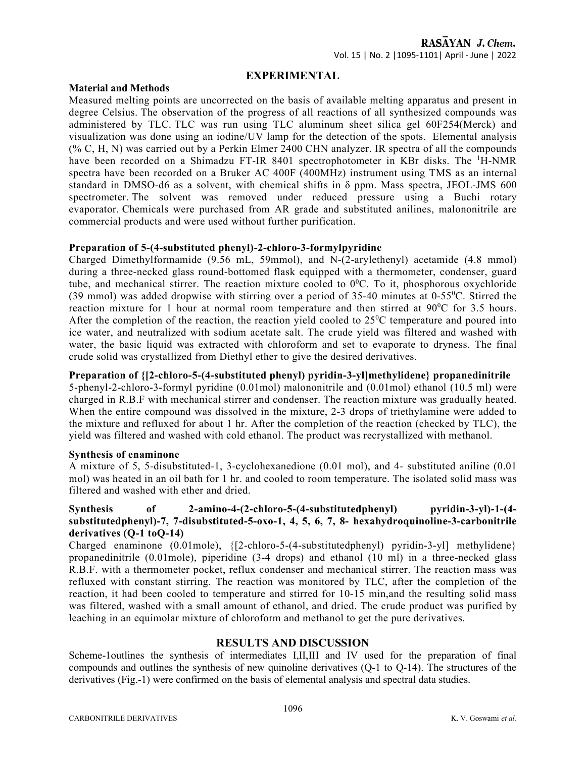## EXPERIMENTAL

### Material and Methods

Measured melting points are uncorrected on the basis of available melting apparatus and present in degree Celsius. The observation of the progress of all reactions of all synthesized compounds was administered by TLC. TLC was run using TLC aluminum sheet silica gel 60F254(Merck) and visualization was done using an iodine/UV lamp for the detection of the spots. Elemental analysis (% C, H, N) was carried out by a Perkin Elmer 2400 CHN analyzer. IR spectra of all the compounds have been recorded on a Shimadzu FT-IR 8401 spectrophotometer in KBr disks. The $^{1}$H-NMR spectra have been recorded on a Bruker AC 400F (400MHz) instrument using TMS as an internal standard in DMSO-d6 as a solvent, with chemical shifts in δ ppm. Mass spectra, JEOL-JMS 600 spectrometer. The solvent was removed under reduced pressure using a Buchi rotary evaporator. Chemicals were purchased from AR grade and substituted anilines, malononitrile are commercial products and were used without further purification.

### Preparation of 5-(4-substituted phenyl)-2-chloro-3-formylpyridine

Charged Dimethylformamide (9.56 mL, 59mmol), and N-(2-arylethenyl) acetamide (4.8 mmol) during a three-necked glass round-bottomed flask equipped with a thermometer, condenser, guard tube, and mechanical stirrer. The reaction mixture cooled to $0^0$C. To it, phosphorous oxychloride (39 mmol) was added dropwise with stirring over a period of 35-40 minutes at 0-$55^0$C. Stirred the reaction mixture for 1 hour at normal room temperature and then stirred at $90^0$C for 3.5 hours. After the completion of the reaction, the reaction yield cooled to $25^0$C temperature and poured into ice water, and neutralized with sodium acetate salt. The crude yield was filtered and washed with water, the basic liquid was extracted with chloroform and set to evaporate to dryness. The final crude solid was crystallized from Diethyl ether to give the desired derivatives.

### Preparation of {[2-chloro-5-(4-substituted phenyl) pyridin-3-yl]methylidene} propanedinitrile

5-phenyl-2-chloro-3-formyl pyridine (0.01mol) malononitrile and (0.01mol) ethanol (10.5 ml) were charged in R.B.F with mechanical stirrer and condenser. The reaction mixture was gradually heated. When the entire compound was dissolved in the mixture, 2-3 drops of triethylamine were added to the mixture and refluxed for about 1 hr. After the completion of the reaction (checked by TLC), the yield was filtered and washed with cold ethanol. The product was recrystallized with methanol.

### Synthesis of enaminone

A mixture of 5, 5-disubstituted-1, 3-cyclohexanedione (0.01 mol), and 4- substituted aniline (0.01 mol) was heated in an oil bath for 1 hr. and cooled to room temperature. The isolated solid mass was filtered and washed with ether and dried.

### Synthesis of 2-amino-4-(2-chloro-5-(4-substitutedphenyl) pyridin-3-yl)-1-(4-substitutedphenyl)-7, 7-disubstituted-5-oxo-1, 4, 5, 6, 7, 8- hexahydroquinoline-3-carbonitrile derivatives (Q-1 toQ-14)

Charged enaminone (0.01mole), {[2-chloro-5-(4-substitutedphenyl) pyridin-3-yl] methylidene} propanedinitrile (0.01mole), piperidine (3-4 drops) and ethanol (10 ml) in a three-necked glass R.B.F. with a thermometer pocket, reflux condenser and mechanical stirrer. The reaction mass was refluxed with constant stirring. The reaction was monitored by TLC, after the completion of the reaction, it had been cooled to temperature and stirred for 10-15 min,and the resulting solid mass was filtered, washed with a small amount of ethanol, and dried. The crude product was purified by leaching in an equimolar mixture of chloroform and methanol to get the pure derivatives.

## RESULTS AND DISCUSSION

Scheme-1outlines the synthesis of intermediates I,II,III and IV used for the preparation of final compounds and outlines the synthesis of new quinoline derivatives (Q-1 to Q-14). The structures of the derivatives (Fig.-1) were confirmed on the basis of elemental analysis and spectral data studies.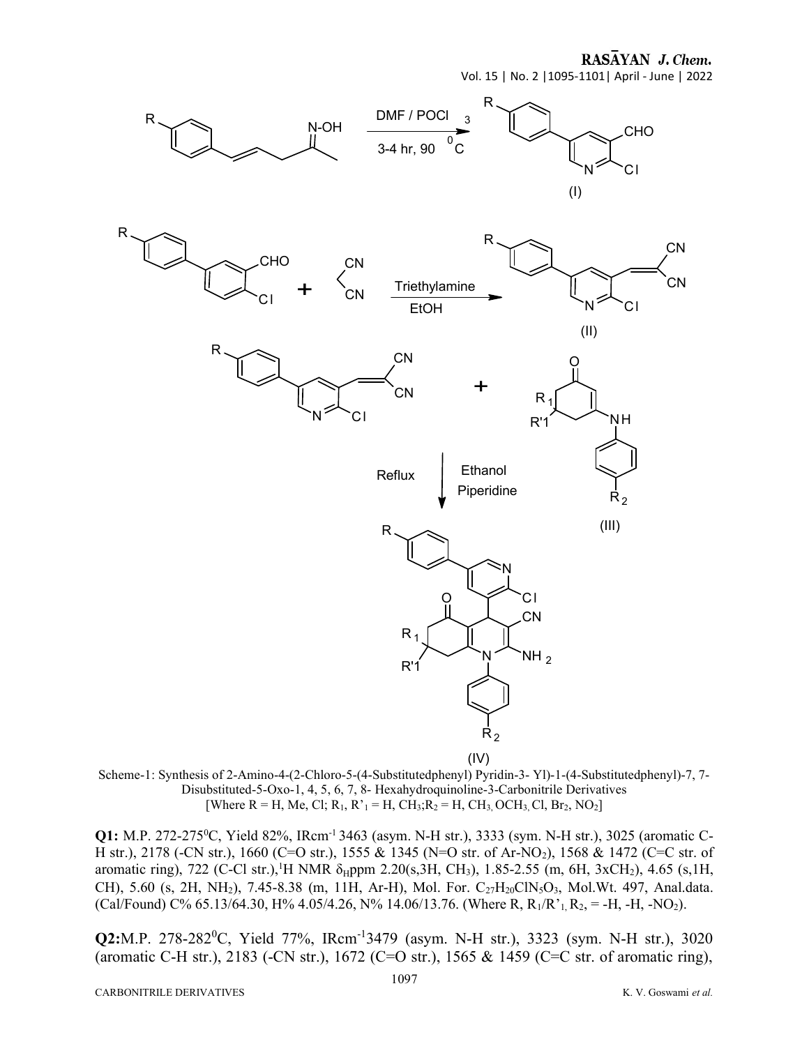Scheme-1: Synthesis of 2-Amino-4-(2-Chloro-5-(4-Substitutedphenyl) Pyridin-3- Yl)-1-(4-Substitutedphenyl)-7, 7-Disubstituted-5-Oxo-1, 4, 5, 6, 7, 8- Hexahydroquinoline-3-Carbonitrile Derivatives
[Where R = H, Me, Cl; $R_1$, $R'_1$ = H, $CH_3$; $R_2$ = H, $CH_3$, $OCH_3$, Cl, $Br_2$, $NO_2$]

**Q1:** M.P. 272-275$^0$C, Yield 82%, IRcm$^{-1}$ 3463 (asym. N-H str.), 3333 (sym. N-H str.), 3025 (aromatic C-H str.), 2178 (-CN str.), 1660 (C=O str.), 1555 & 1345 (N=O str. of Ar-$NO_2$), 1568 & 1472 (C=C str. of aromatic ring), 722 (C-Cl str.),$^1$H NMR $\delta_H$ppm 2.20(s,3H, $CH_3$), 1.85-2.55 (m, 6H, 3x$CH_2$), 4.65 (s,1H, CH), 5.60 (s, 2H, $NH_2$), 7.45-8.38 (m, 11H, Ar-H), Mol. For. $C_{27}H_{20}ClN_5O_3$, Mol.Wt. 497, Anal.data. (Cal/Found) C% 65.13/64.30, H% 4.05/4.26, N% 14.06/13.76. (Where R, $R_1$/$R'_1$, $R_2$, = -H, -H, -$NO_2$).

**Q2:** M.P. 278-282$^0$C, Yield 77%, IRcm$^{-1}$3479 (asym. N-H str.), 3323 (sym. N-H str.), 3020 (aromatic C-H str.), 2183 (-CN str.), 1672 (C=O str.), 1565 & 1459 (C=C str. of aromatic ring),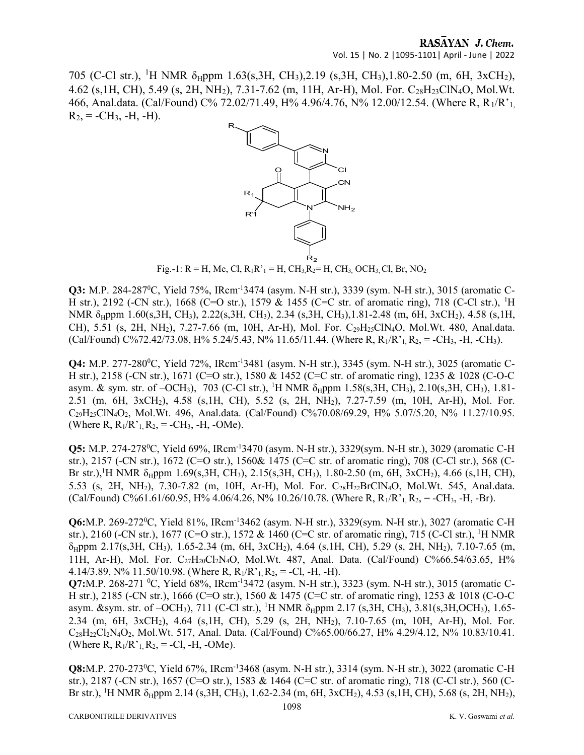705 (C-Cl str.), $^1$H NMR $\delta_H$ppm 1.63(s,3H, CH$_3$),2.19 (s,3H, CH$_3$),1.80-2.50 (m, 6H, 3xCH$_2$), 4.62 (s,1H, CH), 5.49 (s, 2H, NH$_2$), 7.31-7.62 (m, 11H, Ar-H), Mol. For. $C_{28}H_{23}ClN_4O$, Mol.Wt. 466, Anal.data. (Cal/Found) C% 72.02/71.49, H% 4.96/4.76, N% 12.00/12.54. (Where R, R$_1$/R'$_1$, R$_2$, = -CH$_3$, -H, -H).

Fig.-1: R = H, Me, Cl, R$_1$R'$_1$ = H, CH$_3$, R$_2$= H, CH$_3$, OCH$_3$, Cl, Br, NO$_2$

**Q3:** M.P. 284-287$^0$C, Yield 75%, IRcm$^{-1}$3474 (asym. N-H str.), 3339 (sym. N-H str.), 3015 (aromatic C-H str.), 2192 (-CN str.), 1668 (C=O str.), 1579 & 1455 (C=C str. of aromatic ring), 718 (C-Cl str.), $^1$H NMR $\delta_H$ppm 1.60(s,3H, CH$_3$), 2.22(s,3H, CH$_3$), 2.34 (s,3H, CH$_3$),1.81-2.48 (m, 6H, 3xCH$_2$), 4.58 (s,1H, CH), 5.51 (s, 2H, NH$_2$), 7.27-7.66 (m, 10H, Ar-H), Mol. For. $C_{29}H_{25}ClN_4O$, Mol.Wt. 480, Anal.data. (Cal/Found) C%72.42/73.08, H% 5.24/5.43, N% 11.65/11.44. (Where R, R$_1$/R'$_1$, R$_2$, = -CH$_3$, -H, -CH$_3$).

**Q4:** M.P. 277-280$^0$C, Yield 72%, IRcm$^{-1}$3481 (asym. N-H str.), 3345 (sym. N-H str.), 3025 (aromatic C-H str.), 2158 (-CN str.), 1671 (C=O str.), 1580 & 1452 (C=C str. of aromatic ring), 1235 & 1028 (C-O-C asym. & sym. str. of –OCH$_3$), 703 (C-Cl str.), $^1$H NMR $\delta_H$ppm 1.58(s,3H, CH$_3$), 2.10(s,3H, CH$_3$), 1.81-2.51 (m, 6H, 3xCH$_2$), 4.58 (s,1H, CH), 5.52 (s, 2H, NH$_2$), 7.27-7.59 (m, 10H, Ar-H), Mol. For. $C_{29}H_{25}ClN_4O_2$, Mol.Wt. 496, Anal.data. (Cal/Found) C%70.08/69.29, H% 5.07/5.20, N% 11.27/10.95. (Where R, R$_1$/R'$_1$, R$_2$, = -CH$_3$, -H, -OMe).

**Q5:** M.P. 274-278$^0$C, Yield 69%, IRcm$^{-1}$3470 (asym. N-H str.), 3329(sym. N-H str.), 3029 (aromatic C-H str.), 2157 (-CN str.), 1672 (C=O str.), 1560& 1475 (C=C str. of aromatic ring), 708 (C-Cl str.), 568 (C-Br str.),$^1$H NMR $\delta_H$ppm 1.69(s,3H, CH$_3$), 2.15(s,3H, CH$_3$), 1.80-2.50 (m, 6H, 3xCH$_2$), 4.66 (s,1H, CH), 5.53 (s, 2H, NH$_2$), 7.30-7.82 (m, 10H, Ar-H), Mol. For. $C_{28}H_{22}BrClN_4O$, Mol.Wt. 545, Anal.data. (Cal/Found) C%61.61/60.95, H% 4.06/4.26, N% 10.26/10.78. (Where R, R$_1$/R'$_1$, R$_2$, = -CH$_3$, -H, -Br).

**Q6:**M.P. 269-272$^0$C, Yield 81%, IRcm$^{-1}$3462 (asym. N-H str.), 3329(sym. N-H str.), 3027 (aromatic C-H str.), 2160 (-CN str.), 1677 (C=O str.), 1572 & 1460 (C=C str. of aromatic ring), 715 (C-Cl str.), $^1$H NMR $\delta_H$ppm 2.17(s,3H, CH$_3$), 1.65-2.34 (m, 6H, 3xCH$_2$), 4.64 (s,1H, CH), 5.29 (s, 2H, NH$_2$), 7.10-7.65 (m, 11H, Ar-H), Mol. For. $C_{27}H_{20}Cl_2N_4O$, Mol.Wt. 487, Anal. Data. (Cal/Found) C%66.54/63.65, H% 4.14/3.89, N% 11.50/10.98. (Where R, R$_1$/R'$_1$, R$_2$, = -Cl, -H, -H).

**Q7:**M.P. 268-271 $^0$C, Yield 68%, IRcm$^{-1}$3472 (asym. N-H str.), 3323 (sym. N-H str.), 3015 (aromatic C-H str.), 2185 (-CN str.), 1666 (C=O str.), 1560 & 1475 (C=C str. of aromatic ring), 1253 & 1018 (C-O-C asym. &sym. str. of –OCH$_3$), 711 (C-Cl str.), $^1$H NMR $\delta_H$ppm 2.17 (s,3H, CH$_3$), 3.81(s,3H,OCH$_3$), 1.65-2.34 (m, 6H, 3xCH$_2$), 4.64 (s,1H, CH), 5.29 (s, 2H, NH$_2$), 7.10-7.65 (m, 10H, Ar-H), Mol. For. $C_{28}H_{22}Cl_2N_4O_2$, Mol.Wt. 517, Anal. Data. (Cal/Found) C%65.00/66.27, H% 4.29/4.12, N% 10.83/10.41. (Where R, R$_1$/R'$_1$, R$_2$, = -Cl, -H, -OMe).

**Q8:**M.P. 270-273$^0$C, Yield 67%, IRcm$^{-1}$3468 (asym. N-H str.), 3314 (sym. N-H str.), 3022 (aromatic C-H str.), 2187 (-CN str.), 1657 (C=O str.), 1583 & 1464 (C=C str. of aromatic ring), 718 (C-Cl str.), 560 (C-Br str.), $^1$H NMR $\delta_H$ppm 2.14 (s,3H, CH$_3$), 1.62-2.34 (m, 6H, 3xCH$_2$), 4.53 (s,1H, CH), 5.68 (s, 2H, NH$_2$),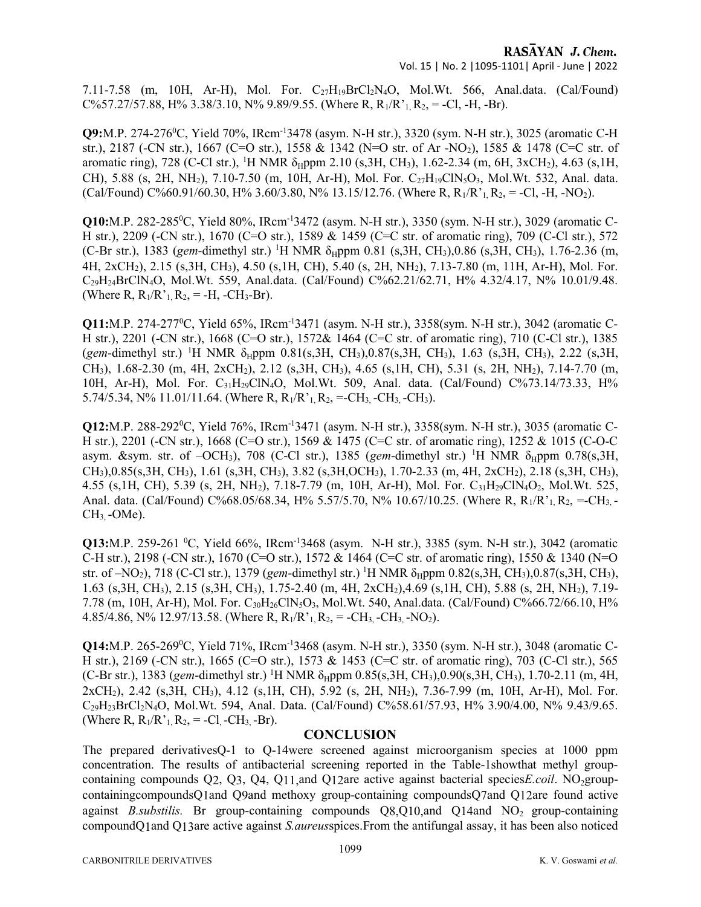7.11-7.58 (m, 10H, Ar-H), Mol. For. $C_{27}H_{19}BrCl_2N_4O$, Mol.Wt. 566, Anal.data. (Cal/Found) C%57.27/57.88, H% 3.38/3.10, N% 9.89/9.55. (Where R, $R_1/R'_1$, $R_2$, = -Cl, -H, -Br).

**Q9:**M.P. 274-276$^0$C, Yield 70%, IRcm$^{-1}$3478 (asym. N-H str.), 3320 (sym. N-H str.), 3025 (aromatic C-H str.), 2187 (-CN str.), 1667 (C=O str.), 1558 & 1342 (N=O str. of Ar $-NO_2$), 1585 & 1478 (C=C str. of aromatic ring), 728 (C-Cl str.), $^1$H NMR $\delta_H$ppm 2.10 (s,3H, $CH_3$), 1.62-2.34 (m, 6H, $3xCH_2$), 4.63 (s,1H, CH), 5.88 (s, 2H, $NH_2$), 7.10-7.50 (m, 10H, Ar-H), Mol. For. $C_{27}H_{19}ClN_5O_3$, Mol.Wt. 532, Anal. data. (Cal/Found) C%60.91/60.30, H% 3.60/3.80, N% 13.15/12.76. (Where R, $R_1/R'_1$, $R_2$, = -Cl, -H, $-NO_2$).

**Q10:**M.P. 282-285$^0$C, Yield 80%, IRcm$^{-1}$3472 (asym. N-H str.), 3350 (sym. N-H str.), 3029 (aromatic C-H str.), 2209 (-CN str.), 1670 (C=O str.), 1589 & 1459 (C=C str. of aromatic ring), 709 (C-Cl str.), 572 (C-Br str.), 1383 (*gem*-dimethyl str.) $^1$H NMR $\delta_H$ppm 0.81 (s,3H, $CH_3$),0.86 (s,3H, $CH_3$), 1.76-2.36 (m, 4H, $2xCH_2$), 2.15 (s,3H, $CH_3$), 4.50 (s,1H, CH), 5.40 (s, 2H, $NH_2$), 7.13-7.80 (m, 11H, Ar-H), Mol. For. $C_{29}H_{24}BrClN_4O$, Mol.Wt. 559, Anal.data. (Cal/Found) C%62.21/62.71, H% 4.32/4.17, N% 10.01/9.48. (Where R, $R_1/R'_1$, $R_2$, = -H, $-CH_3$-Br).

**Q11:**M.P. 274-277$^0$C, Yield 65%, IRcm$^{-1}$3471 (asym. N-H str.), 3358(sym. N-H str.), 3042 (aromatic C-H str.), 2201 (-CN str.), 1668 (C=O str.), 1572& 1464 (C=C str. of aromatic ring), 710 (C-Cl str.), 1385 (*gem*-dimethyl str.) $^1$H NMR $\delta_H$ppm 0.81(s,3H, $CH_3$),0.87(s,3H, $CH_3$), 1.63 (s,3H, $CH_3$), 2.22 (s,3H, $CH_3$), 1.68-2.30 (m, 4H, $2xCH_2$), 2.12 (s,3H, $CH_3$), 4.65 (s,1H, CH), 5.31 (s, 2H, $NH_2$), 7.14-7.70 (m, 10H, Ar-H), Mol. For. $C_{31}H_{29}ClN_4O$, Mol.Wt. 509, Anal. data. (Cal/Found) C%73.14/73.33, H% 5.74/5.34, N% 11.01/11.64. (Where R, $R_1/R'_1$, $R_2$, =$-CH_3$, $-CH_3$, $-CH_3$).

**Q12:**M.P. 288-292$^0$C, Yield 76%, IRcm$^{-1}$3471 (asym. N-H str.), 3358(sym. N-H str.), 3035 (aromatic C-H str.), 2201 (-CN str.), 1668 (C=O str.), 1569 & 1475 (C=C str. of aromatic ring), 1252 & 1015 (C-O-C asym. &sym. str. of $-OCH_3$), 708 (C-Cl str.), 1385 (*gem*-dimethyl str.) $^1$H NMR $\delta_H$ppm 0.78(s,3H, $CH_3$),0.85(s,3H, $CH_3$), 1.61 (s,3H, $CH_3$), 3.82 (s,3H,$OCH_3$), 1.70-2.33 (m, 4H, $2xCH_2$), 2.18 (s,3H, $CH_3$), 4.55 (s,1H, CH), 5.39 (s, 2H, $NH_2$), 7.18-7.79 (m, 10H, Ar-H), Mol. For. $C_{31}H_{29}ClN_4O_2$, Mol.Wt. 525, Anal. data. (Cal/Found) C%68.05/68.34, H% 5.57/5.70, N% 10.67/10.25. (Where R, $R_1/R'_1$, $R_2$, =$-CH_3$, $-CH_3$, -OMe).

**Q13:**M.P. 259-261 $^0$C, Yield 66%, IRcm$^{-1}$3468 (asym. N-H str.), 3385 (sym. N-H str.), 3042 (aromatic C-H str.), 2198 (-CN str.), 1670 (C=O str.), 1572 & 1464 (C=C str. of aromatic ring), 1550 & 1340 (N=O str. of $-NO_2$), 718 (C-Cl str.), 1379 (*gem*-dimethyl str.) $^1$H NMR $\delta_H$ppm 0.82(s,3H, $CH_3$),0.87(s,3H, $CH_3$), 1.63 (s,3H, $CH_3$), 2.15 (s,3H, $CH_3$), 1.75-2.40 (m, 4H, $2xCH_2$),4.69 (s,1H, CH), 5.88 (s, 2H, $NH_2$), 7.19-7.78 (m, 10H, Ar-H), Mol. For. $C_{30}H_{26}ClN_5O_3$, Mol.Wt. 540, Anal.data. (Cal/Found) C%66.72/66.10, H% 4.85/4.86, N% 12.97/13.58. (Where R, $R_1/R'_1$, $R_2$, = $-CH_3$, $-CH_3$, $-NO_2$).

**Q14:**M.P. 265-269$^0$C, Yield 71%, IRcm$^{-1}$3468 (asym. N-H str.), 3350 (sym. N-H str.), 3048 (aromatic C-H str.), 2169 (-CN str.), 1665 (C=O str.), 1573 & 1453 (C=C str. of aromatic ring), 703 (C-Cl str.), 565 (C-Br str.), 1383 (*gem*-dimethyl str.) $^1$H NMR $\delta_H$ppm 0.85(s,3H, $CH_3$),0.90(s,3H, $CH_3$), 1.70-2.11 (m, 4H, $2xCH_2$), 2.42 (s,3H, $CH_3$), 4.12 (s,1H, CH), 5.92 (s, 2H, $NH_2$), 7.36-7.99 (m, 10H, Ar-H), Mol. For. $C_{29}H_{23}BrCl_2N_4O$, Mol.Wt. 594, Anal. Data. (Cal/Found) C%58.61/57.93, H% 3.90/4.00, N% 9.43/9.65. (Where R, $R_1/R'_1$, $R_2$, = -Cl, $-CH_3$, -Br).

## CONCLUSION

The prepared derivativesQ-1 to Q-14were screened against microorganism species at 1000 ppm concentration. The results of antibacterial screening reported in the Table-1showthat methyl group-containing compounds Q2, Q3, Q4, Q11,and Q12are active against bacterial species*E.coil*. $NO_2$group-containingcompoundsQ1and Q9and methoxy group-containing compoundsQ7and Q12are found active against *B.substilis.* Br group-containing compounds Q8,Q10,and Q14and $NO_2$ group-containing compoundQ1and Q13are active against *S.aureus*spices.From the antifungal assay, it has been also noticed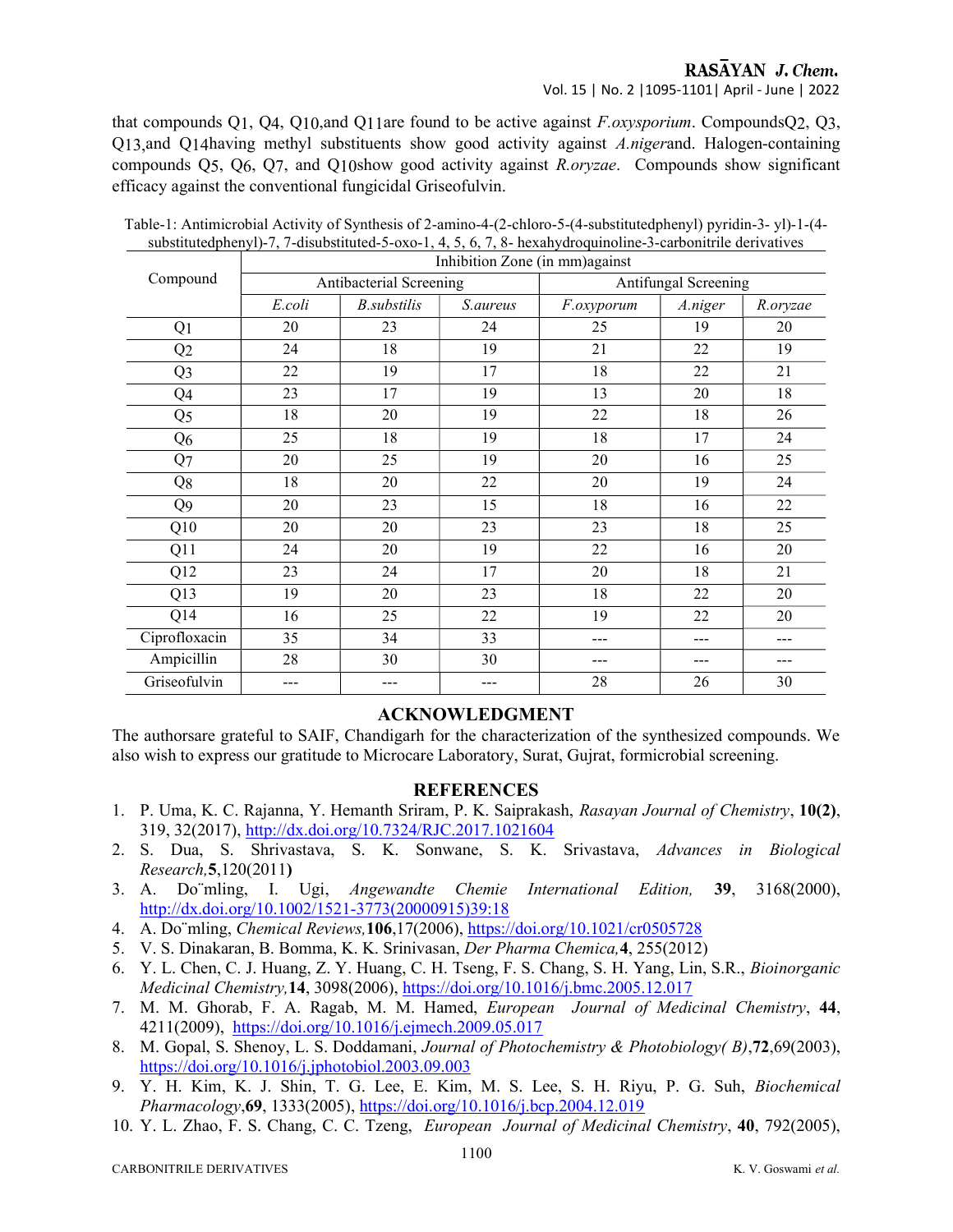that compounds Q1, Q4, Q10,and Q11are found to be active against *F.oxysporium*. CompoundsQ2, Q3, Q13,and Q14having methyl substituents show good activity against *A.niger*and. Halogen-containing compounds Q5, Q6, Q7, and Q10show good activity against *R.oryzae*. Compounds show significant efficacy against the conventional fungicidal Griseofulvin.

Table-1: Antimicrobial Activity of Synthesis of 2-amino-4-(2-chloro-5-(4-substitutedphenyl) pyridin-3- yl)-1-(4-substitutedphenyl)-7, 7-disubstituted-5-oxo-1, 4, 5, 6, 7, 8- hexahydroquinoline-3-carbonitrile derivatives

| Compound | Inhibition Zone (in mm)against | | | | | |
|---|---|---|---|---|---|---|
| | Antibacterial Screening | | | Antifungal Screening | | |
| | *E.coli* | *B.substilis* | *S.aureus* | *F.oxyporum* | *A.niger* | *R.oryzae* |
| Q1 | 20 | 23 | 24 | 25 | 19 | 20 |
| Q2 | 24 | 18 | 19 | 21 | 22 | 19 |
| Q3 | 22 | 19 | 17 | 18 | 22 | 21 |
| Q4 | 23 | 17 | 19 | 13 | 20 | 18 |
| Q5 | 18 | 20 | 19 | 22 | 18 | 26 |
| Q6 | 25 | 18 | 19 | 18 | 17 | 24 |
| Q7 | 20 | 25 | 19 | 20 | 16 | 25 |
| Q8 | 18 | 20 | 22 | 20 | 19 | 24 |
| Q9 | 20 | 23 | 15 | 18 | 16 | 22 |
| Q10 | 20 | 20 | 23 | 23 | 18 | 25 |
| Q11 | 24 | 20 | 19 | 22 | 16 | 20 |
| Q12 | 23 | 24 | 17 | 20 | 18 | 21 |
| Q13 | 19 | 20 | 23 | 18 | 22 | 20 |
| Q14 | 16 | 25 | 22 | 19 | 22 | 20 |
| Ciprofloxacin | 35 | 34 | 33 | --- | --- | --- |
| Ampicillin | 28 | 30 | 30 | --- | --- | --- |
| Griseofulvin | --- | --- | --- | 28 | 26 | 30 |

## ACKNOWLEDGMENT

The authorsare grateful to SAIF, Chandigarh for the characterization of the synthesized compounds. We also wish to express our gratitude to Microcare Laboratory, Surat, Gujrat, formicrobial screening.

## REFERENCES

1. P. Uma, K. C. Rajanna, Y. Hemanth Sriram, P. K. Saiprakash, *Rasayan Journal of Chemistry*, **10(2)**, 319, 32(2017), http://dx.doi.org/10.7324/RJC.2017.1021604
2. S. Dua, S. Shrivastava, S. K. Sonwane, S. K. Srivastava, *Advances in Biological Research,***5**,120(2011**)**
3. A. Do¨mling, I. Ugi, *Angewandte Chemie International Edition,* **39**, 3168(2000), http://dx.doi.org/10.1002/1521-3773(20000915)39:18
4. A. Do¨mling, *Chemical Reviews,***106**,17(2006), https://doi.org/10.1021/cr0505728
5. V. S. Dinakaran, B. Bomma, K. K. Srinivasan, *Der Pharma Chemica,***4**, 255(2012)
6. Y. L. Chen, C. J. Huang, Z. Y. Huang, C. H. Tseng, F. S. Chang, S. H. Yang, Lin, S.R., *Bioinorganic Medicinal Chemistry,***14**, 3098(2006), https://doi.org/10.1016/j.bmc.2005.12.017
7. M. M. Ghorab, F. A. Ragab, M. M. Hamed, *European Journal of Medicinal Chemistry*, **44**, 4211(2009), https://doi.org/10.1016/j.ejmech.2009.05.017
8. M. Gopal, S. Shenoy, L. S. Doddamani, *Journal of Photochemistry & Photobiology( B)*,**72**,69(2003), https://doi.org/10.1016/j.jphotobiol.2003.09.003
9. Y. H. Kim, K. J. Shin, T. G. Lee, E. Kim, M. S. Lee, S. H. Riyu, P. G. Suh, *Biochemical Pharmacology*,**69**, 1333(2005), https://doi.org/10.1016/j.bcp.2004.12.019
10. Y. L. Zhao, F. S. Chang, C. C. Tzeng, *European Journal of Medicinal Chemistry*, **40**, 792(2005),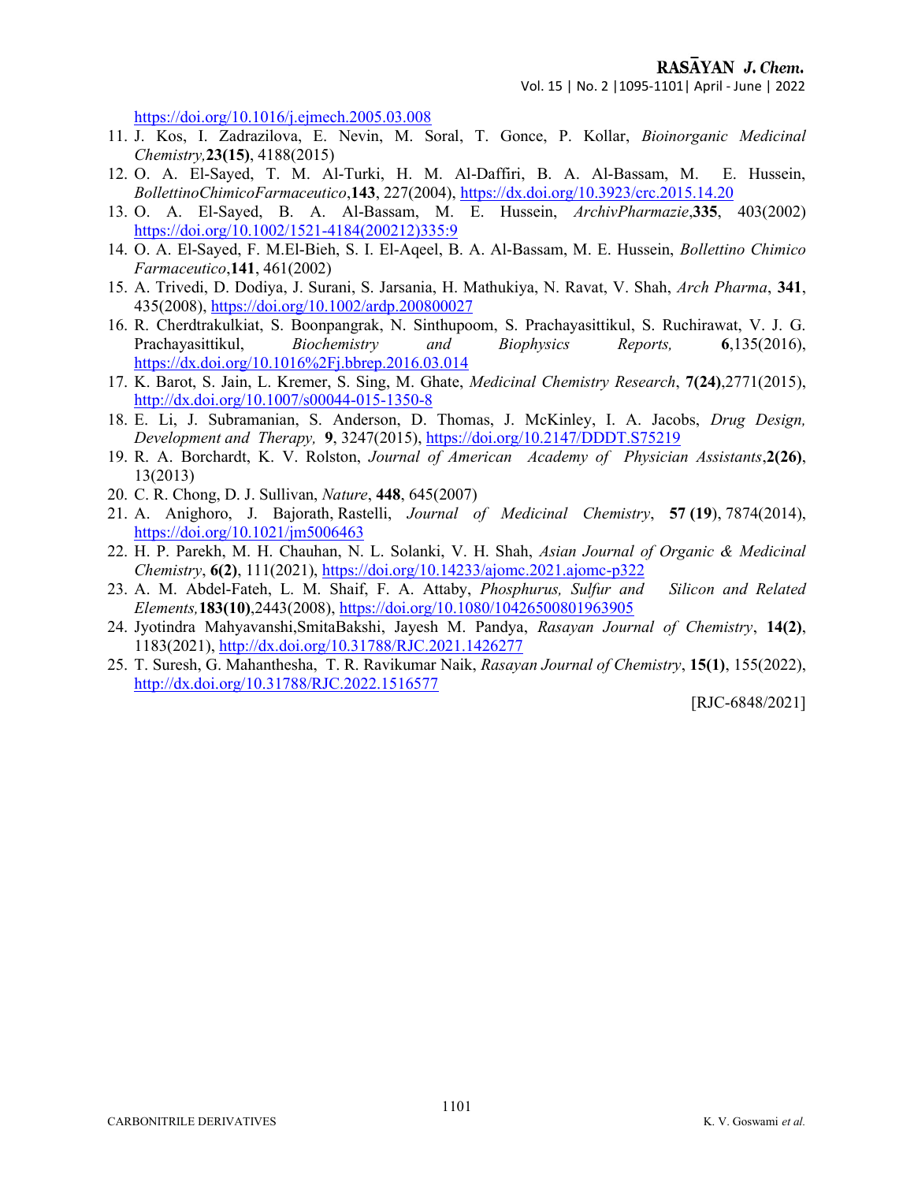https://doi.org/10.1016/j.ejmech.2005.03.008

11. J. Kos, I. Zadrazilova, E. Nevin, M. Soral, T. Gonce, P. Kollar, *Bioinorganic Medicinal Chemistry,* **23(15)**, 4188(2015)
12. O. A. El-Sayed, T. M. Al-Turki, H. M. Al-Daffiri, B. A. Al-Bassam, M. E. Hussein, *BollettinoChimicoFarmaceutico*,**143**, 227(2004), https://dx.doi.org/10.3923/crc.2015.14.20
13. O. A. El-Sayed, B. A. Al-Bassam, M. E. Hussein, *ArchivPharmazie*,**335**, 403(2002) https://doi.org/10.1002/1521-4184(200212)335:9
14. O. A. El-Sayed, F. M.El-Bieh, S. I. El-Aqeel, B. A. Al-Bassam, M. E. Hussein, *Bollettino Chimico Farmaceutico*,**141**, 461(2002)
15. A. Trivedi, D. Dodiya, J. Surani, S. Jarsania, H. Mathukiya, N. Ravat, V. Shah, *Arch Pharma*, **341**, 435(2008), https://doi.org/10.1002/ardp.200800027
16. R. Cherdtrakulkiat, S. Boonpangrak, N. Sinthupoom, S. Prachayasittikul, S. Ruchirawat, V. J. G. Prachayasittikul, *Biochemistry and Biophysics Reports,* **6**,135(2016), https://dx.doi.org/10.1016%2Fj.bbrep.2016.03.014
17. K. Barot, S. Jain, L. Kremer, S. Sing, M. Ghate, *Medicinal Chemistry Research*, **7(24)**,2771(2015), http://dx.doi.org/10.1007/s00044-015-1350-8
18. E. Li, J. Subramanian, S. Anderson, D. Thomas, J. McKinley, I. A. Jacobs, *Drug Design, Development and Therapy,* **9**, 3247(2015), https://doi.org/10.2147/DDDT.S75219
19. R. A. Borchardt, K. V. Rolston, *Journal of American Academy of Physician Assistants*,**2(26)**, 13(2013)
20. C. R. Chong, D. J. Sullivan, *Nature*, **448**, 645(2007)
21. A. Anighoro, J. Bajorath, Rastelli, *Journal of Medicinal Chemistry*, **57 (19)**, 7874(2014), https://doi.org/10.1021/jm5006463
22. H. P. Parekh, M. H. Chauhan, N. L. Solanki, V. H. Shah, *Asian Journal of Organic & Medicinal Chemistry*, **6(2)**, 111(2021), https://doi.org/10.14233/ajomc.2021.ajomc-p322
23. A. M. Abdel-Fateh, L. M. Shaif, F. A. Attaby, *Phosphurus, Sulfur and Silicon and Related Elements,***183(10)**,2443(2008), https://doi.org/10.1080/10426500801963905
24. Jyotindra Mahyavanshi,SmitaBakshi, Jayesh M. Pandya, *Rasayan Journal of Chemistry*, **14(2)**, 1183(2021), http://dx.doi.org/10.31788/RJC.2021.1426277
25. T. Suresh, G. Mahanthesha, T. R. Ravikumar Naik, *Rasayan Journal of Chemistry*, **15(1)**, 155(2022), http://dx.doi.org/10.31788/RJC.2022.1516577

[RJC-6848/2021]